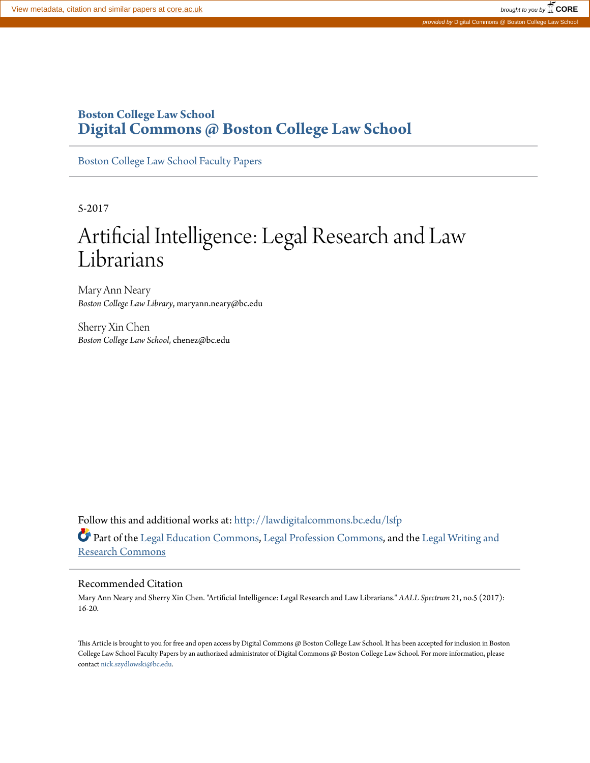View metadata, citation and similar papers at core.ac.uk

brought to you by CORE

provided by Digital Commons @ Boston College Law School

**Boston College Law School**

**Digital Commons @ Boston College Law School**

Boston College Law School Faculty Papers

5-2017

# Artificial Intelligence: Legal Research and Law Librarians

Mary Ann Neary
*Boston College Law Library*, maryann.neary@bc.edu

Sherry Xin Chen
*Boston College Law School*, chenez@bc.edu

Follow this and additional works at: http://lawdigitalcommons.bc.edu/lsfp

Part of the Legal Education Commons, Legal Profession Commons, and the Legal Writing and Research Commons

## Recommended Citation

Mary Ann Neary and Sherry Xin Chen. "Artificial Intelligence: Legal Research and Law Librarians." *AALL Spectrum* 21, no.5 (2017): 16-20.

This Article is brought to you for free and open access by Digital Commons @ Boston College Law School. It has been accepted for inclusion in Boston College Law School Faculty Papers by an authorized administrator of Digital Commons @ Boston College Law School. For more information, please contact nick.szydlowski@bc.edu.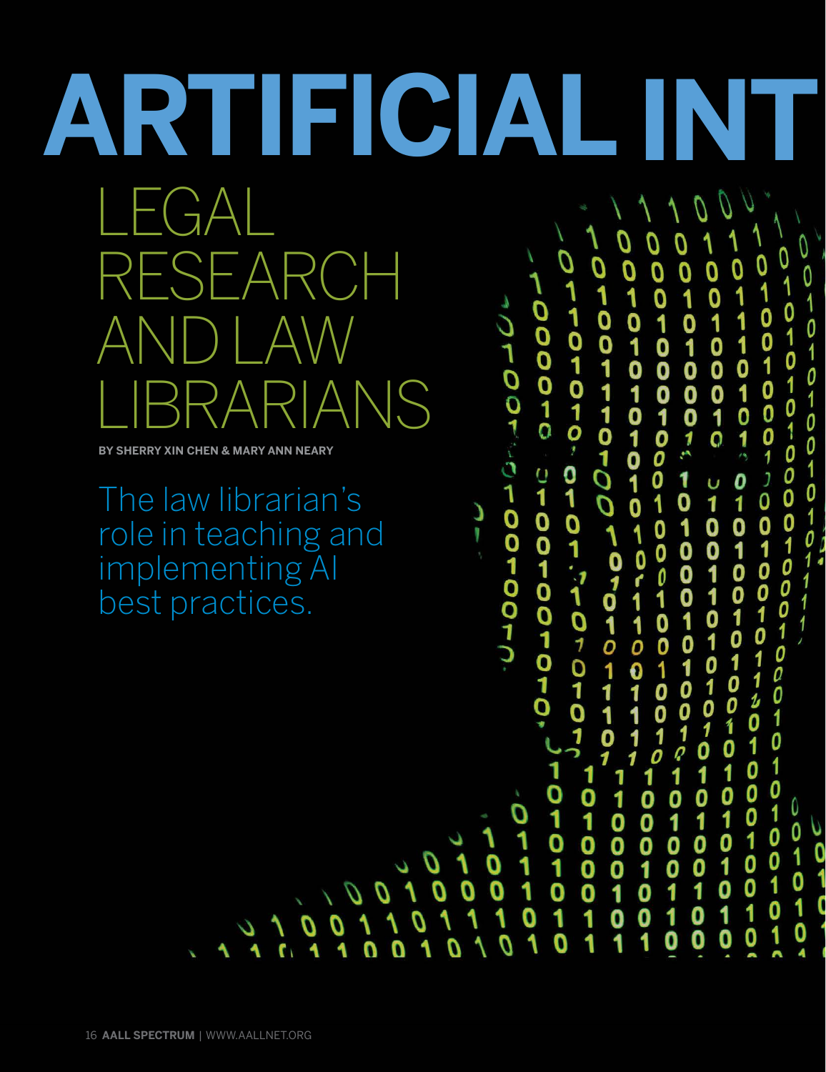# ARTIFICIAL INT

## LEGAL RESEARCH AND LAW LIBRARIANS

**BY SHERRY XIN CHEN & MARY ANN NEARY**

The law librarian's role in teaching and implementing AI best practices.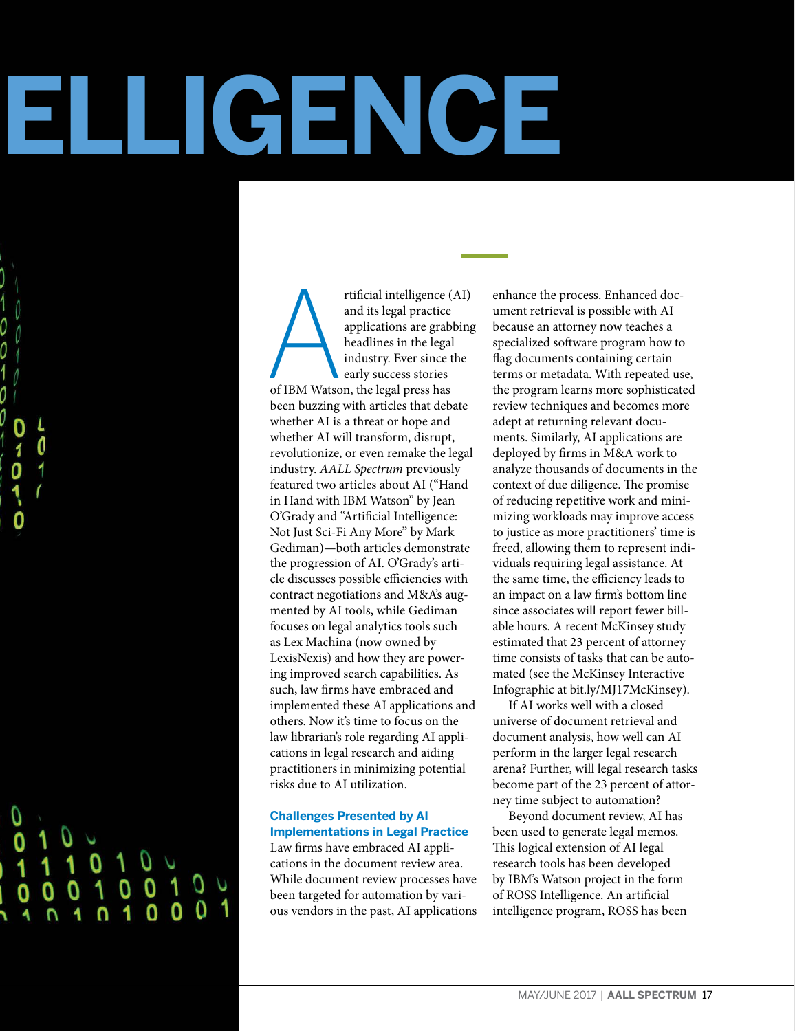# ELLIGENCE

Artificial intelligence (AI) and its legal practice applications are grabbing headlines in the legal industry. Ever since the early success stories of IBM Watson, the legal press has been buzzing with articles that debate whether AI is a threat or hope and whether AI will transform, disrupt, revolutionize, or even remake the legal industry. *AALL Spectrum* previously featured two articles about AI ("Hand in Hand with IBM Watson" by Jean O'Grady and "Artificial Intelligence: Not Just Sci-Fi Any More" by Mark Gediman)—both articles demonstrate the progression of AI. O'Grady's article discusses possible efficiencies with contract negotiations and M&A's augmented by AI tools, while Gediman focuses on legal analytics tools such as Lex Machina (now owned by LexisNexis) and how they are powering improved search capabilities. As such, law firms have embraced and implemented these AI applications and others. Now it's time to focus on the law librarian's role regarding AI applications in legal research and aiding practitioners in minimizing potential risks due to AI utilization.

### Challenges Presented by AI Implementations in Legal Practice

Law firms have embraced AI applications in the document review area. While document review processes have been targeted for automation by various vendors in the past, AI applications enhance the process. Enhanced document retrieval is possible with AI because an attorney now teaches a specialized software program how to flag documents containing certain terms or metadata. With repeated use, the program learns more sophisticated review techniques and becomes more adept at returning relevant documents. Similarly, AI applications are deployed by firms in M&A work to analyze thousands of documents in the context of due diligence. The promise of reducing repetitive work and minimizing workloads may improve access to justice as more practitioners' time is freed, allowing them to represent individuals requiring legal assistance. At the same time, the efficiency leads to an impact on a law firm's bottom line since associates will report fewer billable hours. A recent McKinsey study estimated that 23 percent of attorney time consists of tasks that can be automated (see the McKinsey Interactive Infographic at bit.ly/MJ17McKinsey).

If AI works well with a closed universe of document retrieval and document analysis, how well can AI perform in the larger legal research arena? Further, will legal research tasks become part of the 23 percent of attorney time subject to automation?

Beyond document review, AI has been used to generate legal memos. This logical extension of AI legal research tools has been developed by IBM's Watson project in the form of ROSS Intelligence. An artificial intelligence program, ROSS has been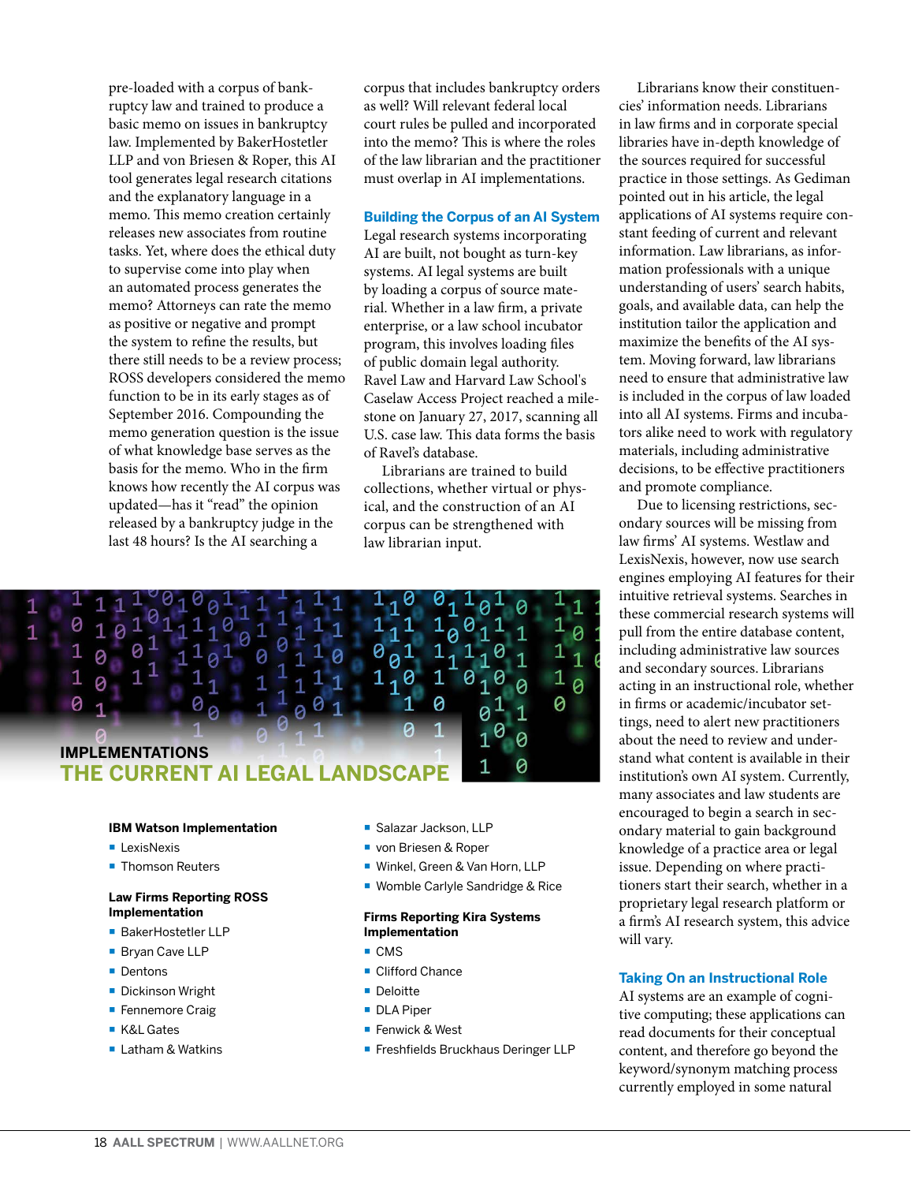pre-loaded with a corpus of bankruptcy law and trained to produce a basic memo on issues in bankruptcy law. Implemented by BakerHostetler LLP and von Briesen & Roper, this AI tool generates legal research citations and the explanatory language in a memo. This memo creation certainly releases new associates from routine tasks. Yet, where does the ethical duty to supervise come into play when an automated process generates the memo? Attorneys can rate the memo as positive or negative and prompt the system to refine the results, but there still needs to be a review process; ROSS developers considered the memo function to be in its early stages as of September 2016. Compounding the memo generation question is the issue of what knowledge base serves as the basis for the memo. Who in the firm knows how recently the AI corpus was updated—has it "read" the opinion released by a bankruptcy judge in the last 48 hours? Is the AI searching a corpus that includes bankruptcy orders as well? Will relevant federal local court rules be pulled and incorporated into the memo? This is where the roles of the law librarian and the practitioner must overlap in AI implementations.

### Building the Corpus of an AI System

Legal research systems incorporating AI are built, not bought as turn-key systems. AI legal systems are built by loading a corpus of source material. Whether in a law firm, a private enterprise, or a law school incubator program, this involves loading files of public domain legal authority. Ravel Law and Harvard Law School's Caselaw Access Project reached a milestone on January 27, 2017, scanning all U.S. case law. This data forms the basis of Ravel's database.

Librarians are trained to build collections, whether virtual or physical, and the construction of an AI corpus can be strengthened with law librarian input.

Librarians know their constituencies' information needs. Librarians in law firms and in corporate special libraries have in-depth knowledge of the sources required for successful practice in those settings. As Gediman pointed out in his article, the legal applications of AI systems require constant feeding of current and relevant information. Law librarians, as information professionals with a unique understanding of users' search habits, goals, and available data, can help the institution tailor the application and maximize the benefits of the AI system. Moving forward, law librarians need to ensure that administrative law is included in the corpus of law loaded into all AI systems. Firms and incubators alike need to work with regulatory materials, including administrative decisions, to be effective practitioners and promote compliance.

Due to licensing restrictions, secondary sources will be missing from law firms' AI systems. Westlaw and LexisNexis, however, now use search engines employing AI features for their intuitive retrieval systems. Searches in these commercial research systems will pull from the entire database content, including administrative law sources and secondary sources. Librarians acting in an instructional role, whether in firms or academic/incubator settings, need to alert new practitioners about the need to review and understand what content is available in their institution's own AI system. Currently, many associates and law students are encouraged to begin a search in secondary material to gain background knowledge of a practice area or legal issue. Depending on where practitioners start their search, whether in a proprietary legal research platform or a firm's AI research system, this advice will vary.

### Taking On an Instructional Role

AI systems are an example of cognitive computing; these applications can read documents for their conceptual content, and therefore go beyond the keyword/synonym matching process currently employed in some natural

## IMPLEMENTATIONS
## THE CURRENT AI LEGAL LANDSCAPE

**IBM Watson Implementation**
- LexisNexis
- Thomson Reuters

**Law Firms Reporting ROSS Implementation**
- BakerHostetler LLP
- Bryan Cave LLP
- Dentons
- Dickinson Wright
- Fennemore Craig
- K&L Gates
- Latham & Watkins
- Salazar Jackson, LLP
- von Briesen & Roper
- Winkel, Green & Van Horn, LLP
- Womble Carlyle Sandridge & Rice

**Firms Reporting Kira Systems Implementation**
- CMS
- Clifford Chance
- Deloitte
- DLA Piper
- Fenwick & West
- Freshfields Bruckhaus Deringer LLP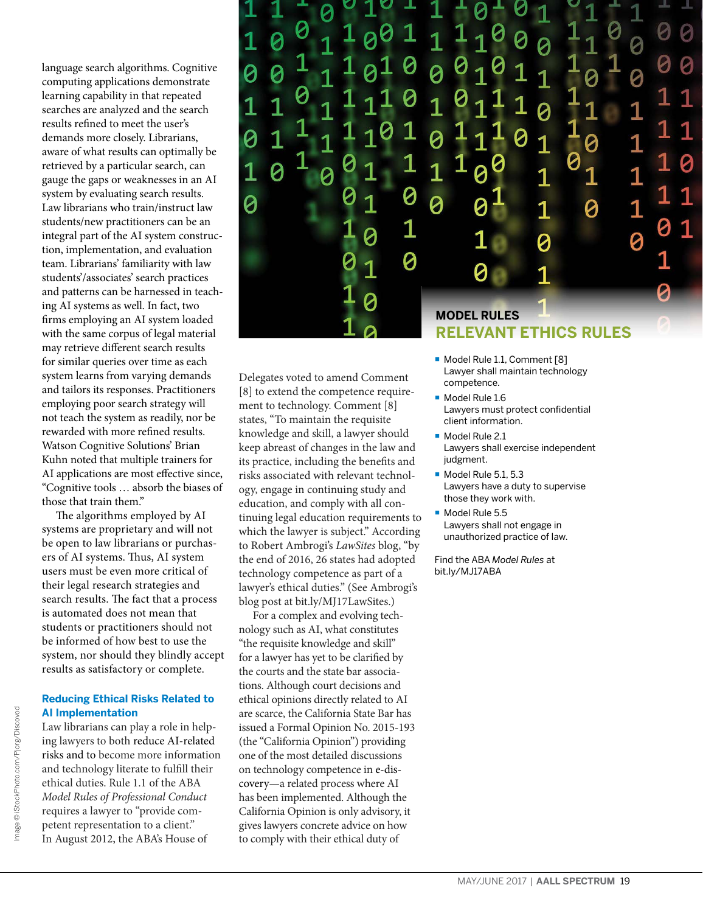language search algorithms. Cognitive computing applications demonstrate learning capability in that repeated searches are analyzed and the search results refined to meet the user's demands more closely. Librarians, aware of what results can optimally be retrieved by a particular search, can gauge the gaps or weaknesses in an AI system by evaluating search results. Law librarians who train/instruct law students/new practitioners can be an integral part of the AI system construction, implementation, and evaluation team. Librarians' familiarity with law students'/associates' search practices and patterns can be harnessed in teaching AI systems as well. In fact, two firms employing an AI system loaded with the same corpus of legal material may retrieve different search results for similar queries over time as each system learns from varying demands and tailors its responses. Practitioners employing poor search strategy will not teach the system as readily, nor be rewarded with more refined results. Watson Cognitive Solutions' Brian Kuhn noted that multiple trainers for AI applications are most effective since, "Cognitive tools … absorb the biases of those that train them."

The algorithms employed by AI systems are proprietary and will not be open to law librarians or purchasers of AI systems. Thus, AI system users must be even more critical of their legal research strategies and search results. The fact that a process is automated does not mean that students or practitioners should not be informed of how best to use the system, nor should they blindly accept results as satisfactory or complete.

### Reducing Ethical Risks Related to AI Implementation

Law librarians can play a role in helping lawyers to both reduce AI-related risks and to become more information and technology literate to fulfill their ethical duties. Rule 1.1 of the ABA *Model Rules of Professional Conduct* requires a lawyer to "provide competent representation to a client." In August 2012, the ABA's House of Delegates voted to amend Comment [8] to extend the competence requirement to technology. Comment [8] states, "To maintain the requisite knowledge and skill, a lawyer should keep abreast of changes in the law and its practice, including the benefits and risks associated with relevant technology, engage in continuing study and education, and comply with all continuing legal education requirements to which the lawyer is subject." According to Robert Ambrogi's *LawSites* blog, "by the end of 2016, 26 states had adopted technology competence as part of a lawyer's ethical duties." (See Ambrogi's blog post at bit.ly/MJ17LawSites.)

For a complex and evolving technology such as AI, what constitutes "the requisite knowledge and skill" for a lawyer has yet to be clarified by the courts and the state bar associations. Although court decisions and ethical opinions directly related to AI are scarce, the California State Bar has issued a Formal Opinion No. 2015-193 (the "California Opinion") providing one of the most detailed discussions on technology competence in e-discovery—a related process where AI has been implemented. Although the California Opinion is only advisory, it gives lawyers concrete advice on how to comply with their ethical duty of

**MODEL RULES**

**RELEVANT ETHICS RULES**

- Model Rule 1.1, Comment [8]
  Lawyer shall maintain technology competence.
- Model Rule 1.6
  Lawyers must protect confidential client information.
- Model Rule 2.1
  Lawyers shall exercise independent judgment.
- Model Rule 5.1, 5.3
  Lawyers have a duty to supervise those they work with.
- Model Rule 5.5
  Lawyers shall not engage in unauthorized practice of law.

Find the ABA *Model Rules* at bit.ly/MJ17ABA

Image © iStockPhoto.com/Pjorg/Discovod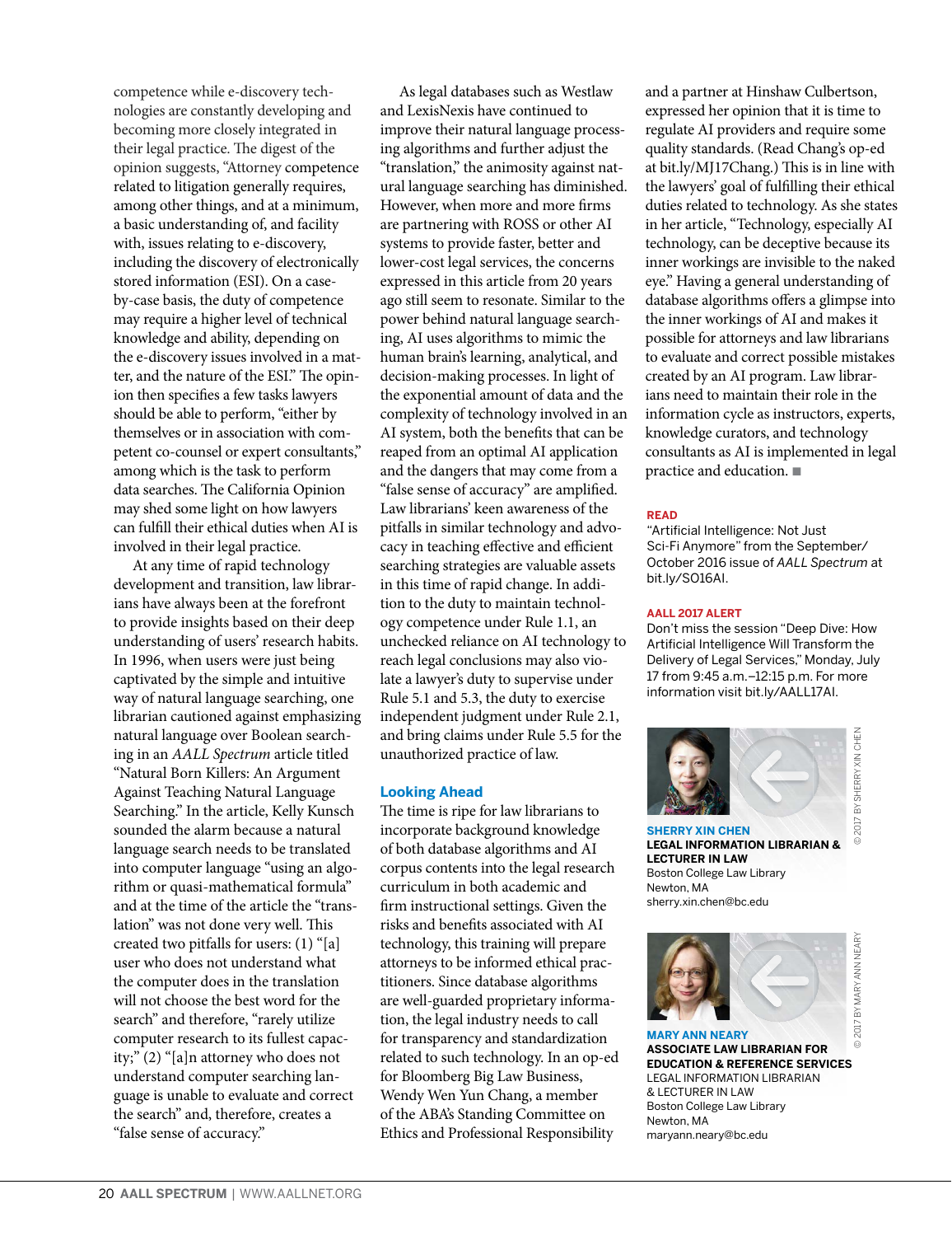competence while e-discovery technologies are constantly developing and becoming more closely integrated in their legal practice. The digest of the opinion suggests, "Attorney competence related to litigation generally requires, among other things, and at a minimum, a basic understanding of, and facility with, issues relating to e-discovery, including the discovery of electronically stored information (ESI). On a case-by-case basis, the duty of competence may require a higher level of technical knowledge and ability, depending on the e-discovery issues involved in a matter, and the nature of the ESI." The opinion then specifies a few tasks lawyers should be able to perform, "either by themselves or in association with competent co-counsel or expert consultants," among which is the task to perform data searches. The California Opinion may shed some light on how lawyers can fulfill their ethical duties when AI is involved in their legal practice.

At any time of rapid technology development and transition, law librarians have always been at the forefront to provide insights based on their deep understanding of users' research habits. In 1996, when users were just being captivated by the simple and intuitive way of natural language searching, one librarian cautioned against emphasizing natural language over Boolean searching in an *AALL Spectrum* article titled "Natural Born Killers: An Argument Against Teaching Natural Language Searching." In the article, Kelly Kunsch sounded the alarm because a natural language search needs to be translated into computer language "using an algorithm or quasi-mathematical formula" and at the time of the article the "translation" was not done very well. This created two pitfalls for users: (1) "[a] user who does not understand what the computer does in the translation will not choose the best word for the search" and therefore, "rarely utilize computer research to its fullest capacity;" (2) "[a]n attorney who does not understand computer searching language is unable to evaluate and correct the search" and, therefore, creates a "false sense of accuracy."

As legal databases such as Westlaw and LexisNexis have continued to improve their natural language processing algorithms and further adjust the "translation," the animosity against natural language searching has diminished. However, when more and more firms are partnering with ROSS or other AI systems to provide faster, better and lower-cost legal services, the concerns expressed in this article from 20 years ago still seem to resonate. Similar to the power behind natural language searching, AI uses algorithms to mimic the human brain's learning, analytical, and decision-making processes. In light of the exponential amount of data and the complexity of technology involved in an AI system, both the benefits that can be reaped from an optimal AI application and the dangers that may come from a "false sense of accuracy" are amplified. Law librarians' keen awareness of the pitfalls in similar technology and advocacy in teaching effective and efficient searching strategies are valuable assets in this time of rapid change. In addition to the duty to maintain technology competence under Rule 1.1, an unchecked reliance on AI technology to reach legal conclusions may also violate a lawyer's duty to supervise under Rule 5.1 and 5.3, the duty to exercise independent judgment under Rule 2.1, and bring claims under Rule 5.5 for the unauthorized practice of law.

## Looking Ahead

The time is ripe for law librarians to incorporate background knowledge of both database algorithms and AI corpus contents into the legal research curriculum in both academic and firm instructional settings. Given the risks and benefits associated with AI technology, this training will prepare attorneys to be informed ethical practitioners. Since database algorithms are well-guarded proprietary information, the legal industry needs to call for transparency and standardization related to such technology. In an op-ed for Bloomberg Big Law Business, Wendy Wen Yun Chang, a member of the ABA's Standing Committee on Ethics and Professional Responsibility and a partner at Hinshaw Culbertson, expressed her opinion that it is time to regulate AI providers and require some quality standards. (Read Chang's op-ed at bit.ly/MJ17Chang.) This is in line with the lawyers' goal of fulfilling their ethical duties related to technology. As she states in her article, "Technology, especially AI technology, can be deceptive because its inner workings are invisible to the naked eye." Having a general understanding of database algorithms offers a glimpse into the inner workings of AI and makes it possible for attorneys and law librarians to evaluate and correct possible mistakes created by an AI program. Law librarians need to maintain their role in the information cycle as instructors, experts, knowledge curators, and technology consultants as AI is implemented in legal practice and education. ■

**READ**

"Artificial Intelligence: Not Just Sci-Fi Anymore" from the September/October 2016 issue of *AALL Spectrum* at bit.ly/SO16AI.

**AALL 2017 ALERT**

Don't miss the session "Deep Dive: How Artificial Intelligence Will Transform the Delivery of Legal Services," Monday, July 17 from 9:45 a.m.–12:15 p.m. For more information visit bit.ly/AALL17AI.

© 2017 BY SHERRY XIN CHEN

**SHERRY XIN CHEN**
**LEGAL INFORMATION LIBRARIAN & LECTURER IN LAW**
Boston College Law Library
Newton, MA
sherry.xin.chen@bc.edu

© 2017 BY MARY ANN NEARY

**MARY ANN NEARY**
**ASSOCIATE LAW LIBRARIAN FOR EDUCATION & REFERENCE SERVICES**
LEGAL INFORMATION LIBRARIAN & LECTURER IN LAW
Boston College Law Library
Newton, MA
maryann.neary@bc.edu